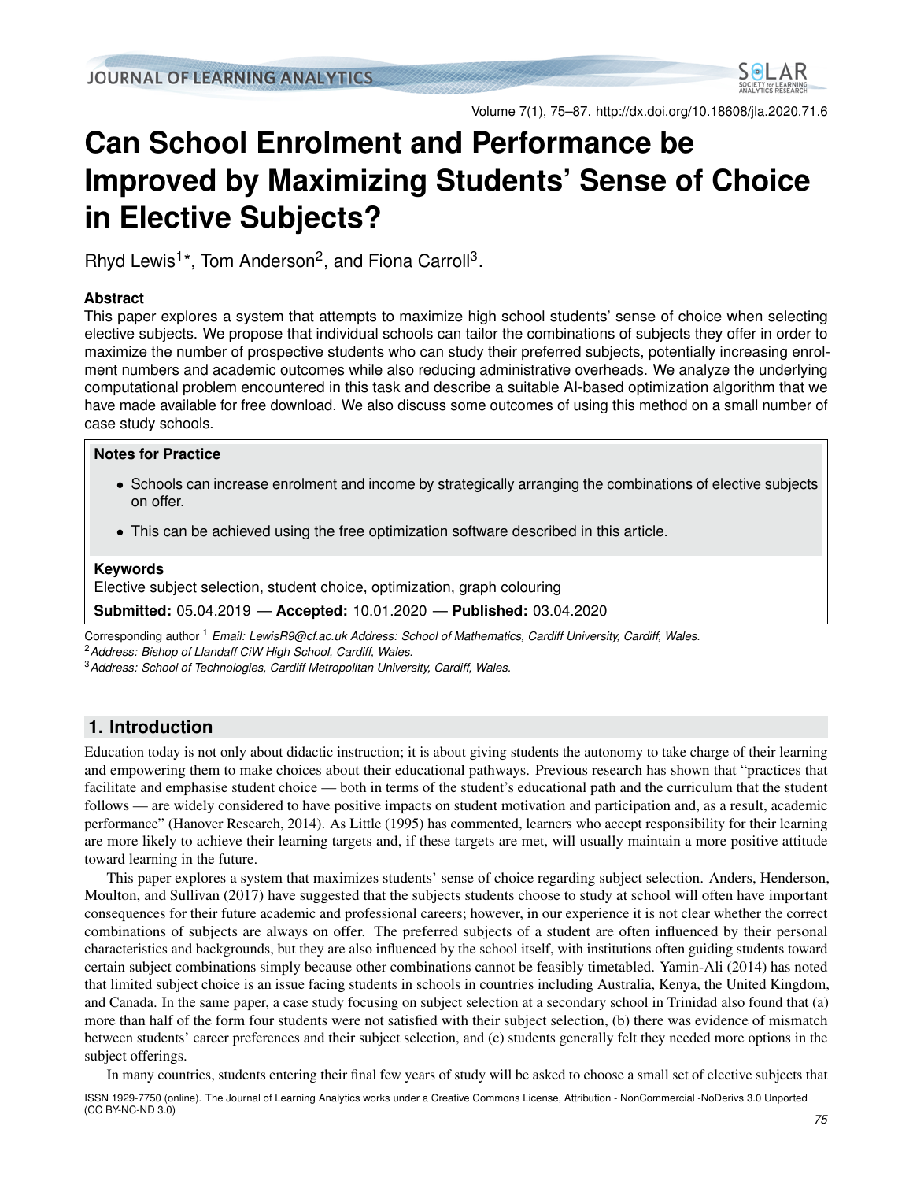# Can School Enrolment and Performance be Improved by Maximizing Students' Sense of Choice in Elective Subjects?

Rhyd Lewis[1]*, Tom Anderson[2], and Fiona Carroll[3].

### Abstract

This paper explores a system that attempts to maximize high school students' sense of choice when selecting elective subjects. We propose that individual schools can tailor the combinations of subjects they offer in order to maximize the number of prospective students who can study their preferred subjects, potentially increasing enrolment numbers and academic outcomes while also reducing administrative overheads. We analyze the underlying computational problem encountered in this task and describe a suitable AI-based optimization algorithm that we have made available for free download. We also discuss some outcomes of using this method on a small number of case study schools.

### Notes for Practice

- Schools can increase enrolment and income by strategically arranging the combinations of elective subjects on offer.
- This can be achieved using the free optimization software described in this article.

### Keywords

Elective subject selection, student choice, optimization, graph colouring

**Submitted:** 05.04.2019 — **Accepted:** 10.01.2020 — **Published:** 03.04.2020

Corresponding author [1] *Email: LewisR9@cf.ac.uk Address: School of Mathematics, Cardiff University, Cardiff, Wales.*
[2] *Address: Bishop of Llandaff CiW High School, Cardiff, Wales.*
[3] *Address: School of Technologies, Cardiff Metropolitan University, Cardiff, Wales.*

## 1. Introduction

Education today is not only about didactic instruction; it is about giving students the autonomy to take charge of their learning and empowering them to make choices about their educational pathways. Previous research has shown that "practices that facilitate and emphasise student choice — both in terms of the student's educational path and the curriculum that the student follows — are widely considered to have positive impacts on student motivation and participation and, as a result, academic performance" (Hanover Research, 2014). As Little (1995) has commented, learners who accept responsibility for their learning are more likely to achieve their learning targets and, if these targets are met, will usually maintain a more positive attitude toward learning in the future.

This paper explores a system that maximizes students' sense of choice regarding subject selection. Anders, Henderson, Moulton, and Sullivan (2017) have suggested that the subjects students choose to study at school will often have important consequences for their future academic and professional careers; however, in our experience it is not clear whether the correct combinations of subjects are always on offer. The preferred subjects of a student are often influenced by their personal characteristics and backgrounds, but they are also influenced by the school itself, with institutions often guiding students toward certain subject combinations simply because other combinations cannot be feasibly timetabled. Yamin-Ali (2014) has noted that limited subject choice is an issue facing students in schools in countries including Australia, Kenya, the United Kingdom, and Canada. In the same paper, a case study focusing on subject selection at a secondary school in Trinidad also found that (a) more than half of the form four students were not satisfied with their subject selection, (b) there was evidence of mismatch between students' career preferences and their subject selection, and (c) students generally felt they needed more options in the subject offerings.

In many countries, students entering their final few years of study will be asked to choose a small set of elective subjects that

ISSN 1929-7750 (online). The Journal of Learning Analytics works under a Creative Commons License, Attribution - NonCommercial -NoDerivs 3.0 Unported (CC BY-NC-ND 3.0)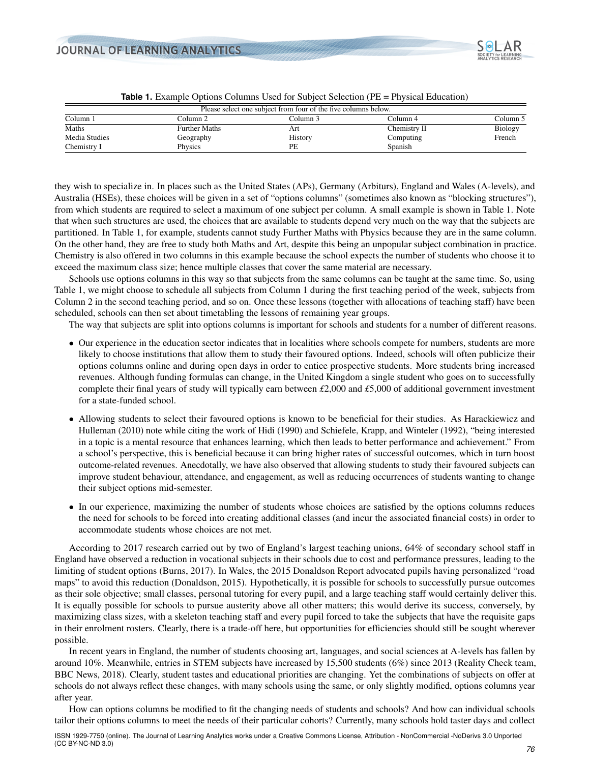**Table 1.** Example Options Columns Used for Subject Selection (PE = Physical Education)

| Please select one subject from four of the five columns below. | | | | |
|---|---|---|---|---|
| Column 1 | Column 2 | Column 3 | Column 4 | Column 5 |
| Maths | Further Maths | Art | Chemistry II | Biology |
| Media Studies | Geography | History | Computing | French |
| Chemistry I | Physics | PE | Spanish | |

they wish to specialize in. In places such as the United States (APs), Germany (Arbiturs), England and Wales (A-levels), and Australia (HSEs), these choices will be given in a set of "options columns" (sometimes also known as "blocking structures"), from which students are required to select a maximum of one subject per column. A small example is shown in Table 1. Note that when such structures are used, the choices that are available to students depend very much on the way that the subjects are partitioned. In Table 1, for example, students cannot study Further Maths with Physics because they are in the same column. On the other hand, they are free to study both Maths and Art, despite this being an unpopular subject combination in practice. Chemistry is also offered in two columns in this example because the school expects the number of students who choose it to exceed the maximum class size; hence multiple classes that cover the same material are necessary.

Schools use options columns in this way so that subjects from the same columns can be taught at the same time. So, using Table 1, we might choose to schedule all subjects from Column 1 during the first teaching period of the week, subjects from Column 2 in the second teaching period, and so on. Once these lessons (together with allocations of teaching staff) have been scheduled, schools can then set about timetabling the lessons of remaining year groups.

The way that subjects are split into options columns is important for schools and students for a number of different reasons.

- Our experience in the education sector indicates that in localities where schools compete for numbers, students are more likely to choose institutions that allow them to study their favoured options. Indeed, schools will often publicize their options columns online and during open days in order to entice prospective students. More students bring increased revenues. Although funding formulas can change, in the United Kingdom a single student who goes on to successfully complete their final years of study will typically earn between £2,000 and £5,000 of additional government investment for a state-funded school.
- Allowing students to select their favoured options is known to be beneficial for their studies. As Harackiewicz and Hulleman (2010) note while citing the work of Hidi (1990) and Schiefele, Krapp, and Winteler (1992), "being interested in a topic is a mental resource that enhances learning, which then leads to better performance and achievement." From a school's perspective, this is beneficial because it can bring higher rates of successful outcomes, which in turn boost outcome-related revenues. Anecdotally, we have also observed that allowing students to study their favoured subjects can improve student behaviour, attendance, and engagement, as well as reducing occurrences of students wanting to change their subject options mid-semester.
- In our experience, maximizing the number of students whose choices are satisfied by the options columns reduces the need for schools to be forced into creating additional classes (and incur the associated financial costs) in order to accommodate students whose choices are not met.

According to 2017 research carried out by two of England's largest teaching unions, 64% of secondary school staff in England have observed a reduction in vocational subjects in their schools due to cost and performance pressures, leading to the limiting of student options (Burns, 2017). In Wales, the 2015 Donaldson Report advocated pupils having personalized "road maps" to avoid this reduction (Donaldson, 2015). Hypothetically, it is possible for schools to successfully pursue outcomes as their sole objective; small classes, personal tutoring for every pupil, and a large teaching staff would certainly deliver this. It is equally possible for schools to pursue austerity above all other matters; this would derive its success, conversely, by maximizing class sizes, with a skeleton teaching staff and every pupil forced to take the subjects that have the requisite gaps in their enrolment rosters. Clearly, there is a trade-off here, but opportunities for efficiencies should still be sought wherever possible.

In recent years in England, the number of students choosing art, languages, and social sciences at A-levels has fallen by around 10%. Meanwhile, entries in STEM subjects have increased by 15,500 students (6%) since 2013 (Reality Check team, BBC News, 2018). Clearly, student tastes and educational priorities are changing. Yet the combinations of subjects on offer at schools do not always reflect these changes, with many schools using the same, or only slightly modified, options columns year after year.

How can options columns be modified to fit the changing needs of students and schools? And how can individual schools tailor their options columns to meet the needs of their particular cohorts? Currently, many schools hold taster days and collect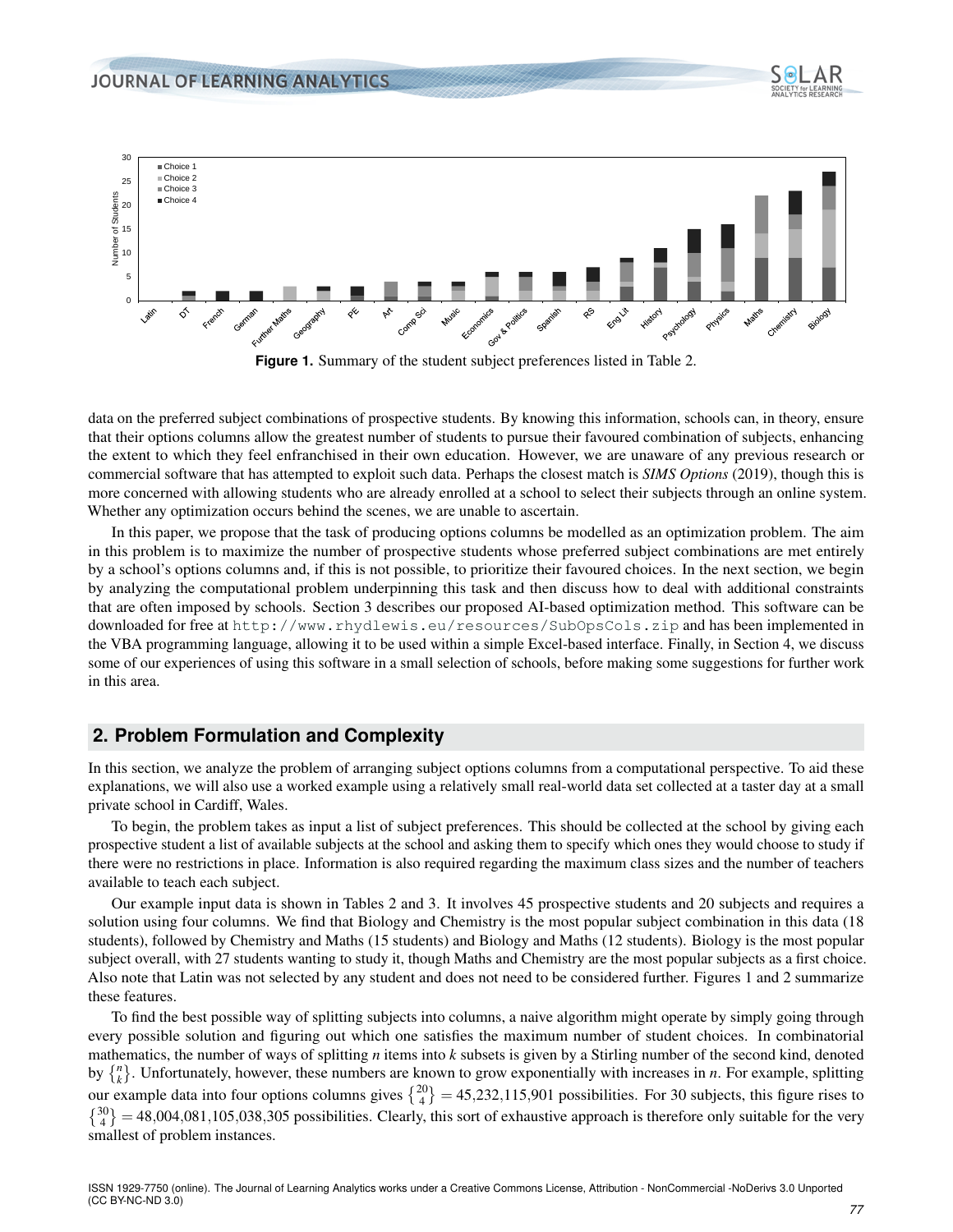**Figure 1.** Summary of the student subject preferences listed in Table 2.

data on the preferred subject combinations of prospective students. By knowing this information, schools can, in theory, ensure that their options columns allow the greatest number of students to pursue their favoured combination of subjects, enhancing the extent to which they feel enfranchised in their own education. However, we are unaware of any previous research or commercial software that has attempted to exploit such data. Perhaps the closest match is *SIMS Options* (2019), though this is more concerned with allowing students who are already enrolled at a school to select their subjects through an online system. Whether any optimization occurs behind the scenes, we are unable to ascertain.

In this paper, we propose that the task of producing options columns be modelled as an optimization problem. The aim in this problem is to maximize the number of prospective students whose preferred subject combinations are met entirely by a school's options columns and, if this is not possible, to prioritize their favoured choices. In the next section, we begin by analyzing the computational problem underpinning this task and then discuss how to deal with additional constraints that are often imposed by schools. Section 3 describes our proposed AI-based optimization method. This software can be downloaded for free at `http://www.rhydlewis.eu/resources/SubOpsCols.zip` and has been implemented in the VBA programming language, allowing it to be used within a simple Excel-based interface. Finally, in Section 4, we discuss some of our experiences of using this software in a small selection of schools, before making some suggestions for further work in this area.

## 2. Problem Formulation and Complexity

In this section, we analyze the problem of arranging subject options columns from a computational perspective. To aid these explanations, we will also use a worked example using a relatively small real-world data set collected at a taster day at a small private school in Cardiff, Wales.

To begin, the problem takes as input a list of subject preferences. This should be collected at the school by giving each prospective student a list of available subjects at the school and asking them to specify which ones they would choose to study if there were no restrictions in place. Information is also required regarding the maximum class sizes and the number of teachers available to teach each subject.

Our example input data is shown in Tables 2 and 3. It involves 45 prospective students and 20 subjects and requires a solution using four columns. We find that Biology and Chemistry is the most popular subject combination in this data (18 students), followed by Chemistry and Maths (15 students) and Biology and Maths (12 students). Biology is the most popular subject overall, with 27 students wanting to study it, though Maths and Chemistry are the most popular subjects as a first choice. Also note that Latin was not selected by any student and does not need to be considered further. Figures 1 and 2 summarize these features.

To find the best possible way of splitting subjects into columns, a naive algorithm might operate by simply going through every possible solution and figuring out which one satisfies the maximum number of student choices. In combinatorial mathematics, the number of ways of splitting $n$ items into $k$ subsets is given by a Stirling number of the second kind, denoted by $\left\{ n \atop k \right\}$. Unfortunately, however, these numbers are known to grow exponentially with increases in $n$. For example, splitting our example data into four options columns gives $\left\{ 20 \atop 4 \right\} = 45{,}232{,}115{,}901$ possibilities. For 30 subjects, this figure rises to $\left\{ 30 \atop 4 \right\} = 48{,}004{,}081{,}105{,}038{,}305$ possibilities. Clearly, this sort of exhaustive approach is therefore only suitable for the very smallest of problem instances.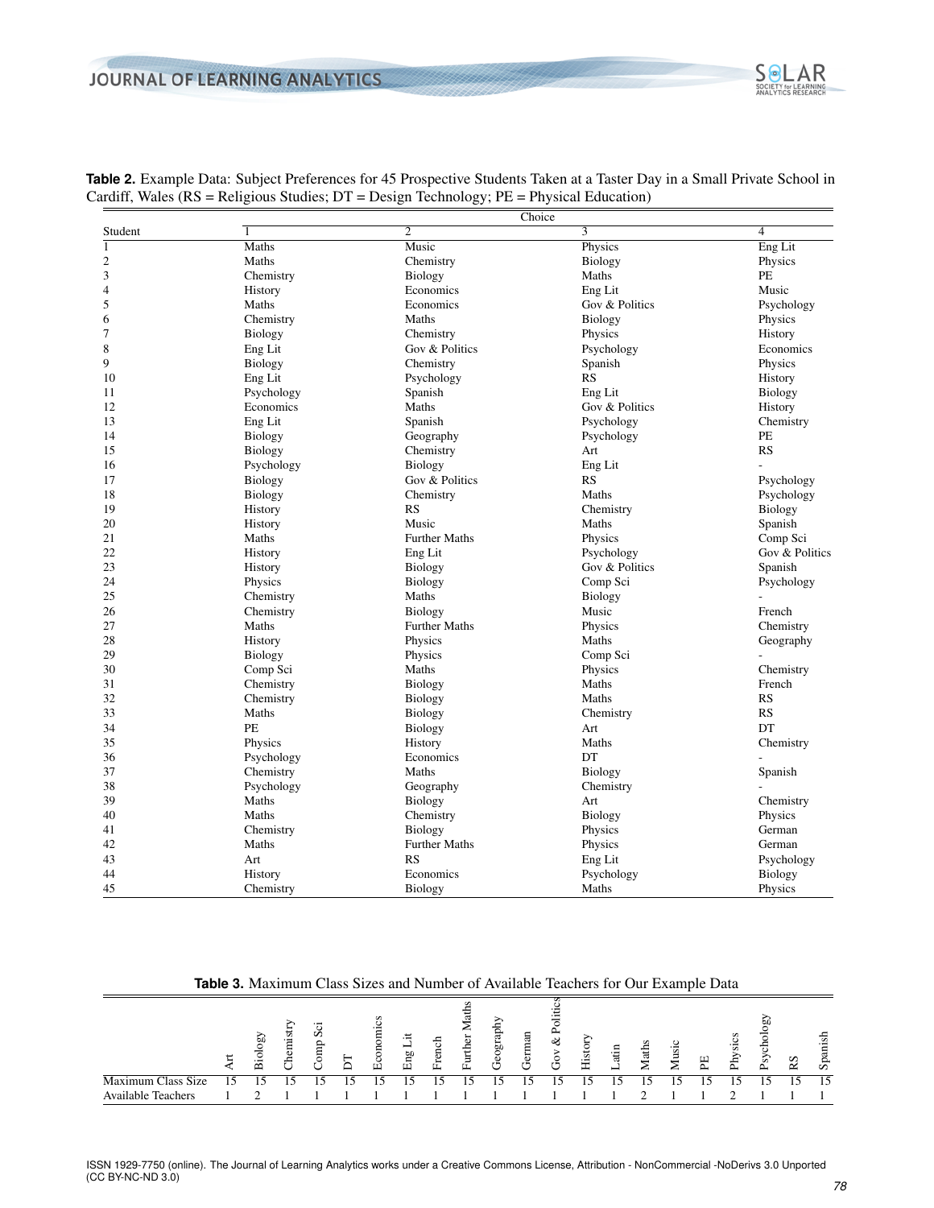**Table 2.** Example Data: Subject Preferences for 45 Prospective Students Taken at a Taster Day in a Small Private School in Cardiff, Wales (RS = Religious Studies; DT = Design Technology; PE = Physical Education)

| | Choice | | | |
|---|---|---|---|---|
| Student | 1 | 2 | 3 | 4 |
| 1 | Maths | Music | Physics | Eng Lit |
| 2 | Maths | Chemistry | Biology | Physics |
| 3 | Chemistry | Biology | Maths | PE |
| 4 | History | Economics | Eng Lit | Music |
| 5 | Maths | Economics | Gov & Politics | Psychology |
| 6 | Chemistry | Maths | Biology | Physics |
| 7 | Biology | Chemistry | Physics | History |
| 8 | Eng Lit | Gov & Politics | Psychology | Economics |
| 9 | Biology | Chemistry | Spanish | Physics |
| 10 | Eng Lit | Psychology | RS | History |
| 11 | Psychology | Spanish | Eng Lit | Biology |
| 12 | Economics | Maths | Gov & Politics | History |
| 13 | Eng Lit | Spanish | Psychology | Chemistry |
| 14 | Biology | Geography | Psychology | PE |
| 15 | Biology | Chemistry | Art | RS |
| 16 | Psychology | Biology | Eng Lit | - |
| 17 | Biology | Gov & Politics | RS | Psychology |
| 18 | Biology | Chemistry | Maths | Psychology |
| 19 | History | RS | Chemistry | Biology |
| 20 | History | Music | Maths | Spanish |
| 21 | Maths | Further Maths | Physics | Comp Sci |
| 22 | History | Eng Lit | Psychology | Gov & Politics |
| 23 | History | Biology | Gov & Politics | Spanish |
| 24 | Physics | Biology | Comp Sci | Psychology |
| 25 | Chemistry | Maths | Biology | - |
| 26 | Chemistry | Biology | Music | French |
| 27 | Maths | Further Maths | Physics | Chemistry |
| 28 | History | Physics | Maths | Geography |
| 29 | Biology | Physics | Comp Sci | - |
| 30 | Comp Sci | Maths | Physics | Chemistry |
| 31 | Chemistry | Biology | Maths | French |
| 32 | Chemistry | Biology | Maths | RS |
| 33 | Maths | Biology | Chemistry | RS |
| 34 | PE | Biology | Art | DT |
| 35 | Physics | History | Maths | Chemistry |
| 36 | Psychology | Economics | DT | - |
| 37 | Chemistry | Maths | Biology | Spanish |
| 38 | Psychology | Geography | Chemistry | - |
| 39 | Maths | Biology | Art | Chemistry |
| 40 | Maths | Chemistry | Biology | Physics |
| 41 | Chemistry | Biology | Physics | German |
| 42 | Maths | Further Maths | Physics | German |
| 43 | Art | RS | Eng Lit | Psychology |
| 44 | History | Economics | Psychology | Biology |
| 45 | Chemistry | Biology | Maths | Physics |

**Table 3.** Maximum Class Sizes and Number of Available Teachers for Our Example Data

| | Art | Biology | Chemistry | Comp Sci | DT | Economics | Eng Lit | French | Further Maths | Geography | German | Gov & Politics | History | Latin | Maths | Music | PE | Physics | Psychology | RS | Spanish |
|---|---|---|---|---|---|---|---|---|---|---|---|---|---|---|---|---|---|---|---|---|---|
| Maximum Class Size | 15 | 15 | 15 | 15 | 15 | 15 | 15 | 15 | 15 | 15 | 15 | 15 | 15 | 15 | 15 | 15 | 15 | 15 | 15 | 15 | 15 |
| Available Teachers | 1 | 2 | 1 | 1 | 1 | 1 | 1 | 1 | 1 | 1 | 1 | 1 | 1 | 1 | 2 | 1 | 1 | 2 | 1 | 1 | 1 |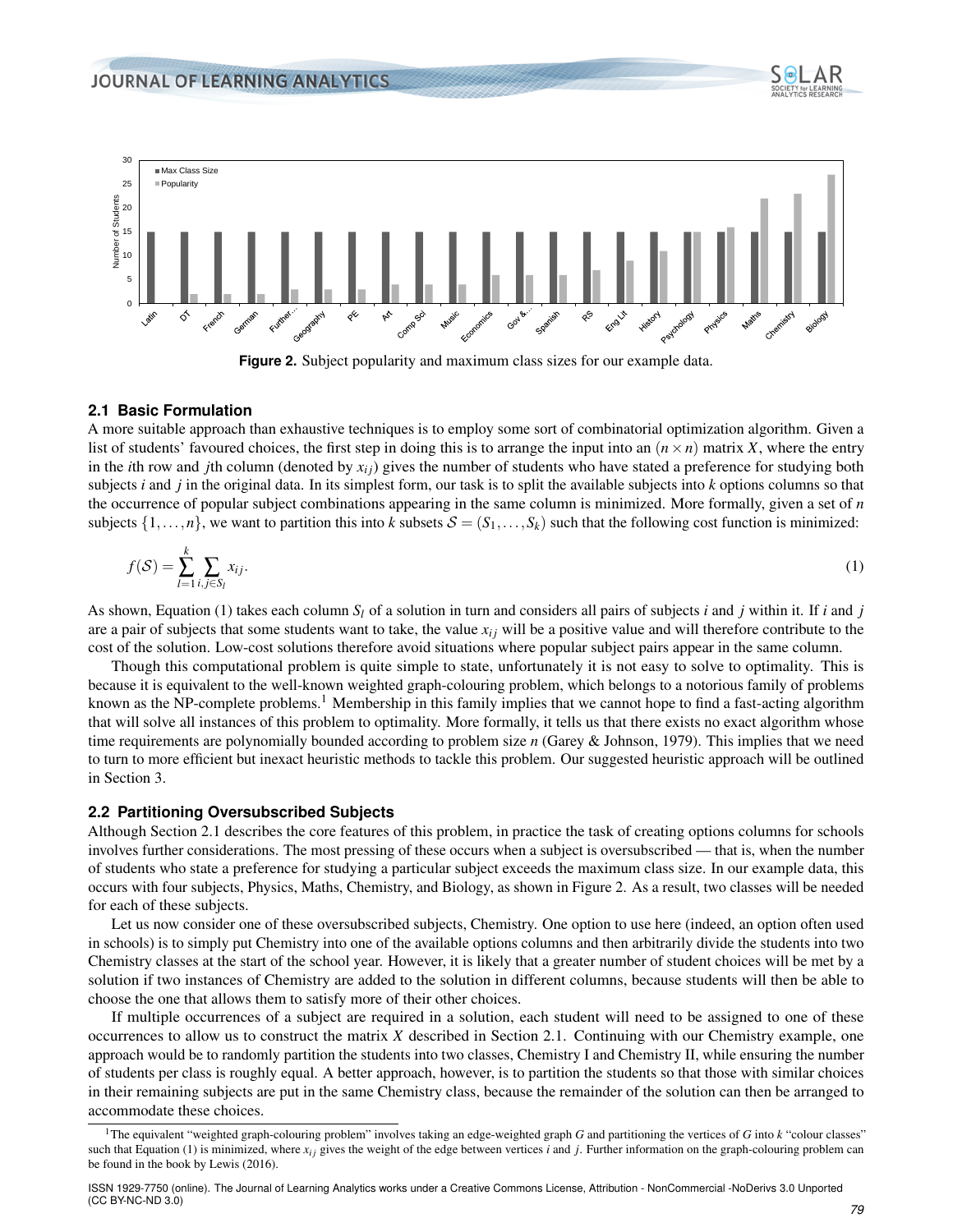Figure 2. Subject popularity and maximum class sizes for our example data.

### 2.1 Basic Formulation

A more suitable approach than exhaustive techniques is to employ some sort of combinatorial optimization algorithm. Given a list of students' favoured choices, the first step in doing this is to arrange the input into an $(n \times n)$ matrix $X$, where the entry in the $i$th row and $j$th column (denoted by $x_{ij}$) gives the number of students who have stated a preference for studying both subjects $i$ and $j$ in the original data. In its simplest form, our task is to split the available subjects into $k$ options columns so that the occurrence of popular subject combinations appearing in the same column is minimized. More formally, given a set of $n$ subjects $\{1, \ldots, n\}$, we want to partition this into $k$ subsets $\mathcal{S} = (S_1, \ldots, S_k)$ such that the following cost function is minimized:

$$f(\mathcal{S}) = \sum_{l=1}^{k} \sum_{i,j \in S_l} x_{ij}. \tag{1}$$

As shown, Equation (1) takes each column $S_l$ of a solution in turn and considers all pairs of subjects $i$ and $j$ within it. If $i$ and $j$ are a pair of subjects that some students want to take, the value $x_{ij}$ will be a positive value and will therefore contribute to the cost of the solution. Low-cost solutions therefore avoid situations where popular subject pairs appear in the same column.

Though this computational problem is quite simple to state, unfortunately it is not easy to solve to optimality. This is because it is equivalent to the well-known weighted graph-colouring problem, which belongs to a notorious family of problems known as the NP-complete problems.[1] Membership in this family implies that we cannot hope to find a fast-acting algorithm that will solve all instances of this problem to optimality. More formally, it tells us that there exists no exact algorithm whose time requirements are polynomially bounded according to problem size $n$ (Garey & Johnson, 1979). This implies that we need to turn to more efficient but inexact heuristic methods to tackle this problem. Our suggested heuristic approach will be outlined in Section 3.

### 2.2 Partitioning Oversubscribed Subjects

Although Section 2.1 describes the core features of this problem, in practice the task of creating options columns for schools involves further considerations. The most pressing of these occurs when a subject is oversubscribed — that is, when the number of students who state a preference for studying a particular subject exceeds the maximum class size. In our example data, this occurs with four subjects, Physics, Maths, Chemistry, and Biology, as shown in Figure 2. As a result, two classes will be needed for each of these subjects.

Let us now consider one of these oversubscribed subjects, Chemistry. One option to use here (indeed, an option often used in schools) is to simply put Chemistry into one of the available options columns and then arbitrarily divide the students into two Chemistry classes at the start of the school year. However, it is likely that a greater number of student choices will be met by a solution if two instances of Chemistry are added to the solution in different columns, because students will then be able to choose the one that allows them to satisfy more of their other choices.

If multiple occurrences of a subject are required in a solution, each student will need to be assigned to one of these occurrences to allow us to construct the matrix $X$ described in Section 2.1. Continuing with our Chemistry example, one approach would be to randomly partition the students into two classes, Chemistry I and Chemistry II, while ensuring the number of students per class is roughly equal. A better approach, however, is to partition the students so that those with similar choices in their remaining subjects are put in the same Chemistry class, because the remainder of the solution can then be arranged to accommodate these choices.

[1] The equivalent "weighted graph-colouring problem" involves taking an edge-weighted graph $G$ and partitioning the vertices of $G$ into $k$ "colour classes" such that Equation (1) is minimized, where $x_{ij}$ gives the weight of the edge between vertices $i$ and $j$. Further information on the graph-colouring problem can be found in the book by Lewis (2016).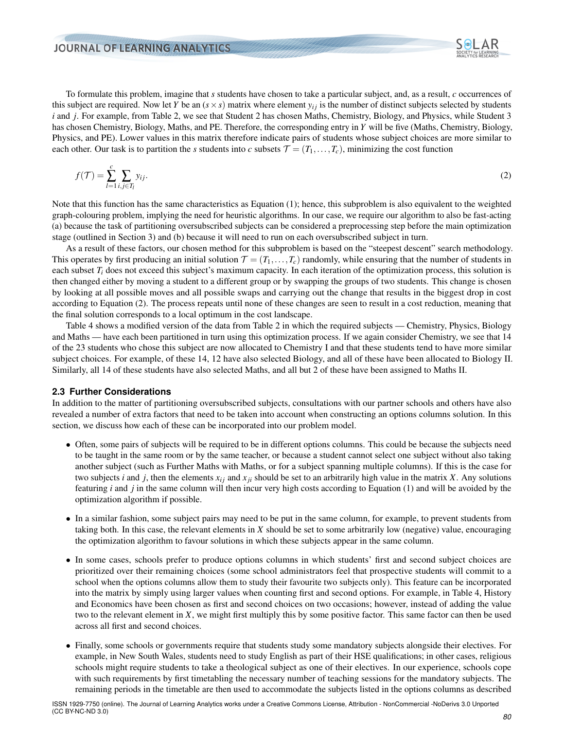To formulate this problem, imagine that $s$ students have chosen to take a particular subject, and, as a result, $c$ occurrences of this subject are required. Now let $Y$ be an $(s \times s)$ matrix where element $y_{ij}$ is the number of distinct subjects selected by students $i$ and $j$. For example, from Table 2, we see that Student 2 has chosen Maths, Chemistry, Biology, and Physics, while Student 3 has chosen Chemistry, Biology, Maths, and PE. Therefore, the corresponding entry in $Y$ will be five (Maths, Chemistry, Biology, Physics, and PE). Lower values in this matrix therefore indicate pairs of students whose subject choices are more similar to each other. Our task is to partition the $s$ students into $c$ subsets $\mathcal{T} = (T_1, \ldots, T_c)$, minimizing the cost function

$$f(\mathcal{T}) = \sum_{l=1}^{c} \sum_{i,j \in T_l} y_{ij}. \tag{2}$$

Note that this function has the same characteristics as Equation (1); hence, this subproblem is also equivalent to the weighted graph-colouring problem, implying the need for heuristic algorithms. In our case, we require our algorithm to also be fast-acting (a) because the task of partitioning oversubscribed subjects can be considered a preprocessing step before the main optimization stage (outlined in Section 3) and (b) because it will need to run on each oversubscribed subject in turn.

As a result of these factors, our chosen method for this subproblem is based on the "steepest descent" search methodology. This operates by first producing an initial solution $\mathcal{T} = (T_1, \ldots, T_c)$ randomly, while ensuring that the number of students in each subset $T_i$ does not exceed this subject's maximum capacity. In each iteration of the optimization process, this solution is then changed either by moving a student to a different group or by swapping the groups of two students. This change is chosen by looking at all possible moves and all possible swaps and carrying out the change that results in the biggest drop in cost according to Equation (2). The process repeats until none of these changes are seen to result in a cost reduction, meaning that the final solution corresponds to a local optimum in the cost landscape.

Table 4 shows a modified version of the data from Table 2 in which the required subjects — Chemistry, Physics, Biology and Maths — have each been partitioned in turn using this optimization process. If we again consider Chemistry, we see that 14 of the 23 students who chose this subject are now allocated to Chemistry I and that these students tend to have more similar subject choices. For example, of these 14, 12 have also selected Biology, and all of these have been allocated to Biology II. Similarly, all 14 of these students have also selected Maths, and all but 2 of these have been assigned to Maths II.

### 2.3 Further Considerations

In addition to the matter of partitioning oversubscribed subjects, consultations with our partner schools and others have also revealed a number of extra factors that need to be taken into account when constructing an options columns solution. In this section, we discuss how each of these can be incorporated into our problem model.

- Often, some pairs of subjects will be required to be in different options columns. This could be because the subjects need to be taught in the same room or by the same teacher, or because a student cannot select one subject without also taking another subject (such as Further Maths with Maths, or for a subject spanning multiple columns). If this is the case for two subjects $i$ and $j$, then the elements $x_{ij}$ and $x_{ji}$ should be set to an arbitrarily high value in the matrix $X$. Any solutions featuring $i$ and $j$ in the same column will then incur very high costs according to Equation (1) and will be avoided by the optimization algorithm if possible.

- In a similar fashion, some subject pairs may need to be put in the same column, for example, to prevent students from taking both. In this case, the relevant elements in $X$ should be set to some arbitrarily low (negative) value, encouraging the optimization algorithm to favour solutions in which these subjects appear in the same column.

- In some cases, schools prefer to produce options columns in which students' first and second subject choices are prioritized over their remaining choices (some school administrators feel that prospective students will commit to a school when the options columns allow them to study their favourite two subjects only). This feature can be incorporated into the matrix by simply using larger values when counting first and second options. For example, in Table 4, History and Economics have been chosen as first and second choices on two occasions; however, instead of adding the value two to the relevant element in $X$, we might first multiply this by some positive factor. This same factor can then be used across all first and second choices.

- Finally, some schools or governments require that students study some mandatory subjects alongside their electives. For example, in New South Wales, students need to study English as part of their HSE qualifications; in other cases, religious schools might require students to take a theological subject as one of their electives. In our experience, schools cope with such requirements by first timetabling the necessary number of teaching sessions for the mandatory subjects. The remaining periods in the timetable are then used to accommodate the subjects listed in the options columns as described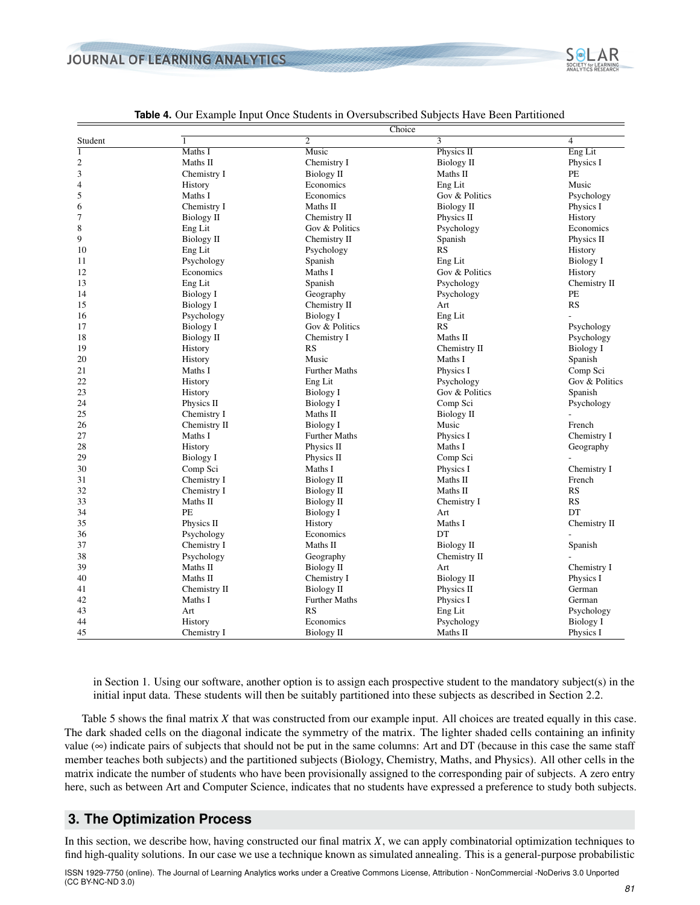**Table 4.** Our Example Input Once Students in Oversubscribed Subjects Have Been Partitioned

| Student | Choice | | | |
|---|---|---|---|---|
| | 1 | 2 | 3 | 4 |
| 1 | Maths I | Music | Physics II | Eng Lit |
| 2 | Maths II | Chemistry I | Biology II | Physics I |
| 3 | Chemistry I | Biology II | Maths II | PE |
| 4 | History | Economics | Eng Lit | Music |
| 5 | Maths I | Economics | Gov & Politics | Psychology |
| 6 | Chemistry I | Maths II | Biology II | Physics I |
| 7 | Biology II | Chemistry II | Physics II | History |
| 8 | Eng Lit | Gov & Politics | Psychology | Economics |
| 9 | Biology II | Chemistry II | Spanish | Physics II |
| 10 | Eng Lit | Psychology | RS | History |
| 11 | Psychology | Spanish | Eng Lit | Biology I |
| 12 | Economics | Maths I | Gov & Politics | History |
| 13 | Eng Lit | Spanish | Psychology | Chemistry II |
| 14 | Biology I | Geography | Psychology | PE |
| 15 | Biology I | Chemistry II | Art | RS |
| 16 | Psychology | Biology I | Eng Lit | - |
| 17 | Biology I | Gov & Politics | RS | Psychology |
| 18 | Biology II | Chemistry I | Maths II | Psychology |
| 19 | History | RS | Chemistry II | Biology I |
| 20 | History | Music | Maths I | Spanish |
| 21 | Maths I | Further Maths | Physics I | Comp Sci |
| 22 | History | Eng Lit | Psychology | Gov & Politics |
| 23 | History | Biology I | Gov & Politics | Spanish |
| 24 | Physics II | Biology I | Comp Sci | Psychology |
| 25 | Chemistry I | Maths II | Biology II | - |
| 26 | Chemistry II | Biology I | Music | French |
| 27 | Maths I | Further Maths | Physics I | Chemistry I |
| 28 | History | Physics II | Maths I | Geography |
| 29 | Biology I | Physics II | Comp Sci | - |
| 30 | Comp Sci | Maths I | Physics I | Chemistry I |
| 31 | Chemistry I | Biology II | Maths II | French |
| 32 | Chemistry I | Biology II | Maths II | RS |
| 33 | Maths II | Biology II | Chemistry I | RS |
| 34 | PE | Biology I | Art | DT |
| 35 | Physics II | History | Maths I | Chemistry II |
| 36 | Psychology | Economics | DT | - |
| 37 | Chemistry I | Maths II | Biology II | Spanish |
| 38 | Psychology | Geography | Chemistry II | - |
| 39 | Maths II | Biology II | Art | Chemistry I |
| 40 | Maths II | Chemistry I | Biology II | Physics I |
| 41 | Chemistry II | Biology II | Physics II | German |
| 42 | Maths I | Further Maths | Physics I | German |
| 43 | Art | RS | Eng Lit | Psychology |
| 44 | History | Economics | Psychology | Biology I |
| 45 | Chemistry I | Biology II | Maths II | Physics I |

in Section 1. Using our software, another option is to assign each prospective student to the mandatory subject(s) in the initial input data. These students will then be suitably partitioned into these subjects as described in Section 2.2.

Table 5 shows the final matrix $X$ that was constructed from our example input. All choices are treated equally in this case. The dark shaded cells on the diagonal indicate the symmetry of the matrix. The lighter shaded cells containing an infinity value ($\infty$) indicate pairs of subjects that should not be put in the same columns: Art and DT (because in this case the same staff member teaches both subjects) and the partitioned subjects (Biology, Chemistry, Maths, and Physics). All other cells in the matrix indicate the number of students who have been provisionally assigned to the corresponding pair of subjects. A zero entry here, such as between Art and Computer Science, indicates that no students have expressed a preference to study both subjects.

## 3. The Optimization Process

In this section, we describe how, having constructed our final matrix $X$, we can apply combinatorial optimization techniques to find high-quality solutions. In our case we use a technique known as simulated annealing. This is a general-purpose probabilistic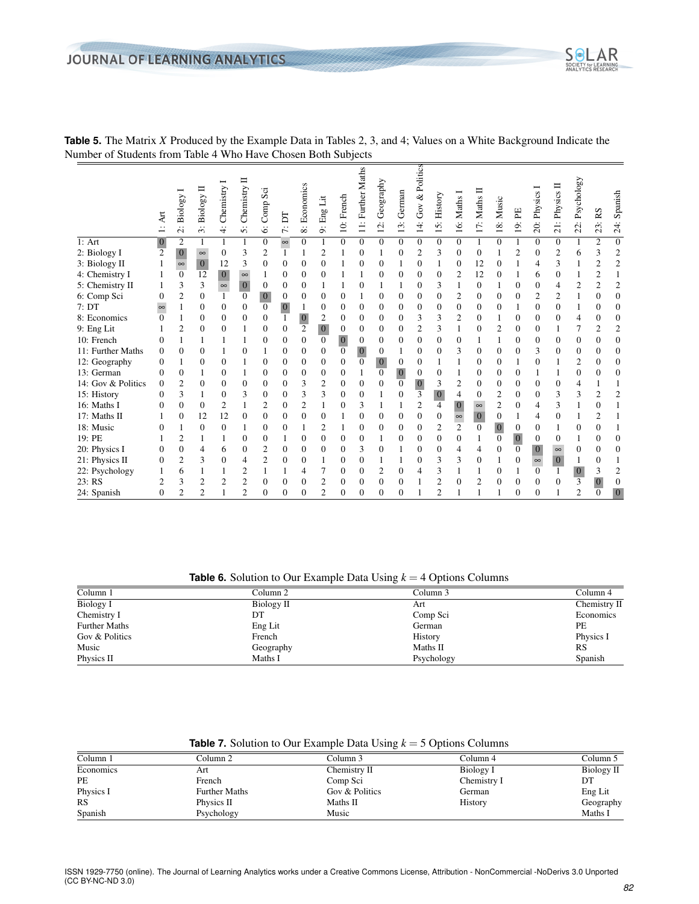**Table 5.** The Matrix $X$ Produced by the Example Data in Tables 2, 3, and 4; Values on a White Background Indicate the Number of Students from Table 4 Who Have Chosen Both Subjects

| | 1: Art | 2: Biology I | 3: Biology II | 4: Chemistry I | 5: Chemistry II | 6: Comp Sci | 7: DT | 8: Economics | 9: Eng Lit | 10: French | 11: Further Maths | 12: Geography | 13: German | 14: Gov & Politics | 15: History | 16: Maths I | 17: Maths II | 18: Music | 19: PE | 20: Physics I | 21: Physics II | 22: Psychology | 23: RS | 24: Spanish |
|---|---|---|---|---|---|---|---|---|---|---|---|---|---|---|---|---|---|---|---|---|---|---|---|---|
| 1: Art | 0 | 2 | 1 | 1 | 1 | 0 | ∞ | 0 | 1 | 0 | 0 | 0 | 0 | 0 | 0 | 0 | 1 | 0 | 1 | 0 | 0 | 1 | 2 | 0 |
| 2: Biology I | 2 | 0 | ∞ | 0 | 3 | 2 | 1 | 1 | 2 | 1 | 0 | 1 | 0 | 2 | 3 | 0 | 0 | 1 | 2 | 0 | 2 | 6 | 3 | 2 |
| 3: Biology II | 1 | ∞ | 0 | 12 | 3 | 0 | 0 | 0 | 0 | 1 | 0 | 0 | 1 | 0 | 1 | 0 | 12 | 0 | 1 | 4 | 3 | 1 | 2 | 2 |
| 4: Chemistry I | 1 | 0 | 12 | 0 | ∞ | 1 | 0 | 0 | 0 | 1 | 1 | 0 | 0 | 0 | 0 | 2 | 12 | 0 | 1 | 6 | 0 | 1 | 2 | 1 |
| 5: Chemistry II | 1 | 3 | 3 | ∞ | 0 | 0 | 0 | 0 | 1 | 1 | 0 | 1 | 1 | 0 | 3 | 1 | 0 | 1 | 0 | 0 | 4 | 2 | 2 | 2 |
| 6: Comp Sci | 0 | 2 | 0 | 1 | 0 | 0 | 0 | 0 | 0 | 0 | 1 | 0 | 0 | 0 | 0 | 2 | 0 | 0 | 0 | 2 | 2 | 1 | 0 | 0 |
| 7: DT | ∞ | 1 | 0 | 0 | 0 | 0 | 0 | 1 | 0 | 0 | 0 | 0 | 0 | 0 | 0 | 0 | 0 | 0 | 1 | 0 | 0 | 1 | 0 | 0 |
| 8: Economics | 0 | 1 | 0 | 0 | 0 | 0 | 1 | 0 | 2 | 0 | 0 | 0 | 0 | 3 | 3 | 2 | 0 | 1 | 0 | 0 | 0 | 4 | 0 | 0 |
| 9: Eng Lit | 1 | 2 | 0 | 0 | 1 | 0 | 0 | 2 | 0 | 0 | 0 | 0 | 0 | 2 | 3 | 1 | 0 | 2 | 0 | 0 | 1 | 7 | 2 | 2 |
| 10: French | 0 | 1 | 1 | 1 | 1 | 0 | 0 | 0 | 0 | 0 | 0 | 0 | 0 | 0 | 0 | 0 | 1 | 1 | 0 | 0 | 0 | 0 | 0 | 0 |
| 11: Further Maths | 0 | 0 | 0 | 1 | 0 | 1 | 0 | 0 | 0 | 0 | 0 | 0 | 1 | 0 | 0 | 3 | 0 | 0 | 0 | 3 | 0 | 0 | 0 | 0 |
| 12: Geography | 0 | 1 | 0 | 0 | 1 | 0 | 0 | 0 | 0 | 0 | 0 | 0 | 0 | 0 | 1 | 1 | 0 | 0 | 1 | 0 | 1 | 2 | 0 | 0 |
| 13: German | 0 | 0 | 1 | 0 | 1 | 0 | 0 | 0 | 0 | 0 | 1 | 0 | 0 | 0 | 0 | 1 | 0 | 0 | 0 | 1 | 1 | 0 | 0 | 0 |
| 14: Gov & Politics | 0 | 2 | 0 | 0 | 0 | 0 | 0 | 3 | 2 | 0 | 0 | 0 | 0 | 0 | 3 | 2 | 0 | 0 | 0 | 0 | 0 | 4 | 1 | 1 |
| 15: History | 0 | 3 | 1 | 0 | 3 | 0 | 0 | 3 | 3 | 0 | 0 | 1 | 0 | 3 | 0 | 4 | 0 | 2 | 0 | 0 | 3 | 3 | 2 | 2 |
| 16: Maths I | 0 | 0 | 0 | 2 | 1 | 2 | 0 | 2 | 1 | 0 | 3 | 1 | 1 | 2 | 4 | 0 | ∞ | 2 | 0 | 4 | 3 | 1 | 0 | 1 |
| 17: Maths II | 1 | 0 | 12 | 12 | 0 | 0 | 0 | 0 | 0 | 1 | 0 | 0 | 0 | 0 | 0 | ∞ | 0 | 0 | 1 | 4 | 0 | 1 | 2 | 1 |
| 18: Music | 0 | 1 | 0 | 0 | 1 | 0 | 0 | 1 | 2 | 1 | 0 | 0 | 0 | 0 | 2 | 2 | 0 | 0 | 0 | 0 | 1 | 0 | 0 | 1 |
| 19: PE | 1 | 2 | 1 | 1 | 0 | 0 | 1 | 0 | 0 | 0 | 0 | 1 | 0 | 0 | 0 | 0 | 1 | 0 | 0 | 0 | 0 | 1 | 0 | 0 |
| 20: Physics I | 0 | 0 | 4 | 6 | 0 | 2 | 0 | 0 | 0 | 0 | 3 | 0 | 1 | 0 | 0 | 4 | 4 | 0 | 0 | 0 | ∞ | 0 | 0 | 0 |
| 21: Physics II | 0 | 2 | 3 | 0 | 4 | 2 | 0 | 0 | 1 | 0 | 0 | 1 | 1 | 0 | 3 | 3 | 0 | 1 | 0 | ∞ | 0 | 1 | 0 | 1 |
| 22: Psychology | 1 | 6 | 1 | 1 | 2 | 1 | 1 | 4 | 7 | 0 | 0 | 2 | 0 | 4 | 3 | 1 | 1 | 0 | 1 | 0 | 1 | 0 | 3 | 2 |
| 23: RS | 2 | 3 | 2 | 2 | 2 | 0 | 0 | 0 | 2 | 0 | 0 | 0 | 0 | 1 | 2 | 0 | 2 | 0 | 0 | 0 | 0 | 3 | 0 | 0 |
| 24: Spanish | 0 | 2 | 2 | 1 | 2 | 0 | 0 | 0 | 2 | 0 | 0 | 0 | 0 | 1 | 2 | 1 | 1 | 1 | 0 | 0 | 1 | 2 | 0 | 0 |

**Table 6.** Solution to Our Example Data Using $k = 4$ Options Columns

| Column 1 | Column 2 | Column 3 | Column 4 |
|---|---|---|---|
| Biology I | Biology II | Art | Chemistry II |
| Chemistry I | DT | Comp Sci | Economics |
| Further Maths | Eng Lit | German | PE |
| Gov & Politics | French | History | Physics I |
| Music | Geography | Maths II | RS |
| Physics II | Maths I | Psychology | Spanish |

**Table 7.** Solution to Our Example Data Using $k = 5$ Options Columns

| Column 1 | Column 2 | Column 3 | Column 4 | Column 5 |
|---|---|---|---|---|
| Economics | Art | Chemistry II | Biology I | Biology II |
| PE | French | Comp Sci | Chemistry I | DT |
| Physics I | Further Maths | Gov & Politics | German | Eng Lit |
| RS | Physics II | Maths II | History | Geography |
| Spanish | Psychology | Music | | Maths I |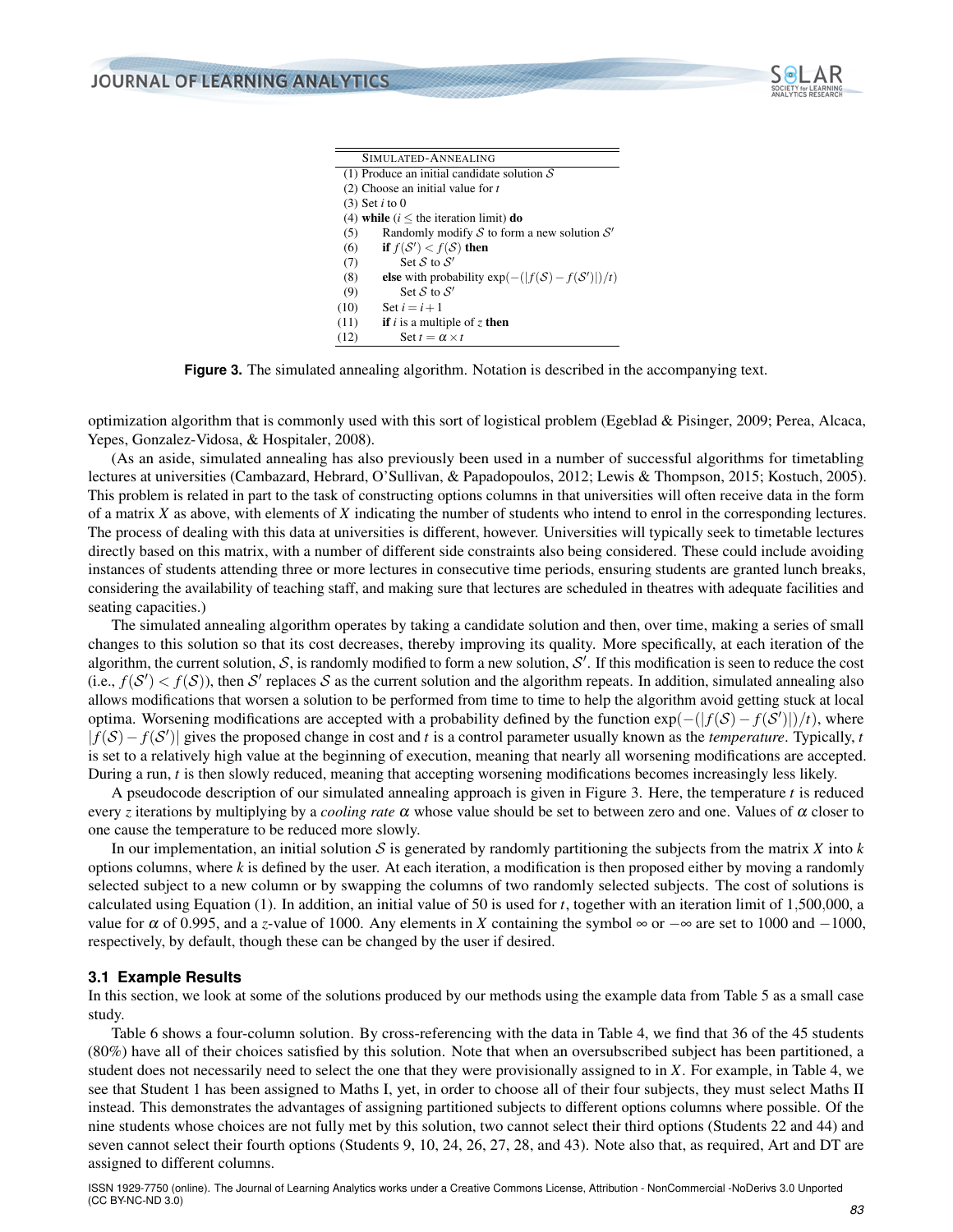| Simulated-Annealing | |
|---|---|
| (1) | Produce an initial candidate solution $\mathcal{S}$ |
| (2) | Choose an initial value for $t$ |
| (3) | Set $i$ to 0 |
| (4) | **while** ($i \leq$ the iteration limit) **do** |
| (5) | Randomly modify $\mathcal{S}$ to form a new solution $\mathcal{S}'$ |
| (6) | **if** $f(\mathcal{S}') < f(\mathcal{S})$ **then** |
| (7) | Set $\mathcal{S}$ to $\mathcal{S}'$ |
| (8) | **else** with probability $\exp(-(\lvert f(\mathcal{S}) - f(\mathcal{S}')\rvert)/t)$ |
| (9) | Set $\mathcal{S}$ to $\mathcal{S}'$ |
| (10) | Set $i = i+1$ |
| (11) | **if** $i$ is a multiple of $z$ **then** |
| (12) | Set $t = \alpha \times t$ |

**Figure 3.** The simulated annealing algorithm. Notation is described in the accompanying text.

optimization algorithm that is commonly used with this sort of logistical problem (Egeblad & Pisinger, 2009; Perea, Alcaca, Yepes, Gonzalez-Vidosa, & Hospitaler, 2008).

(As an aside, simulated annealing has also previously been used in a number of successful algorithms for timetabling lectures at universities (Cambazard, Hebrard, O'Sullivan, & Papadopoulos, 2012; Lewis & Thompson, 2015; Kostuch, 2005). This problem is related in part to the task of constructing options columns in that universities will often receive data in the form of a matrix $X$ as above, with elements of $X$ indicating the number of students who intend to enrol in the corresponding lectures. The process of dealing with this data at universities is different, however. Universities will typically seek to timetable lectures directly based on this matrix, with a number of different side constraints also being considered. These could include avoiding instances of students attending three or more lectures in consecutive time periods, ensuring students are granted lunch breaks, considering the availability of teaching staff, and making sure that lectures are scheduled in theatres with adequate facilities and seating capacities.)

The simulated annealing algorithm operates by taking a candidate solution and then, over time, making a series of small changes to this solution so that its cost decreases, thereby improving its quality. More specifically, at each iteration of the algorithm, the current solution, $\mathcal{S}$, is randomly modified to form a new solution, $\mathcal{S}'$. If this modification is seen to reduce the cost (i.e., $f(\mathcal{S}') < f(\mathcal{S})$), then $\mathcal{S}'$ replaces $\mathcal{S}$ as the current solution and the algorithm repeats. In addition, simulated annealing also allows modifications that worsen a solution to be performed from time to time to help the algorithm avoid getting stuck at local optima. Worsening modifications are accepted with a probability defined by the function $\exp(-(\lvert f(\mathcal{S}) - f(\mathcal{S}')\rvert)/t)$, where $\lvert f(\mathcal{S}) - f(\mathcal{S}')\rvert$ gives the proposed change in cost and $t$ is a control parameter usually known as the *temperature*. Typically, $t$ is set to a relatively high value at the beginning of execution, meaning that nearly all worsening modifications are accepted. During a run, $t$ is then slowly reduced, meaning that accepting worsening modifications becomes increasingly less likely.

A pseudocode description of our simulated annealing approach is given in Figure 3. Here, the temperature $t$ is reduced every $z$ iterations by multiplying by a *cooling rate* $\alpha$ whose value should be set to between zero and one. Values of $\alpha$ closer to one cause the temperature to be reduced more slowly.

In our implementation, an initial solution $\mathcal{S}$ is generated by randomly partitioning the subjects from the matrix $X$ into $k$ options columns, where $k$ is defined by the user. At each iteration, a modification is then proposed either by moving a randomly selected subject to a new column or by swapping the columns of two randomly selected subjects. The cost of solutions is calculated using Equation (1). In addition, an initial value of 50 is used for $t$, together with an iteration limit of 1,500,000, a value for $\alpha$ of 0.995, and a $z$-value of 1000. Any elements in $X$ containing the symbol $\infty$ or $-\infty$ are set to 1000 and $-1000$, respectively, by default, though these can be changed by the user if desired.

### 3.1 Example Results

In this section, we look at some of the solutions produced by our methods using the example data from Table 5 as a small case study.

Table 6 shows a four-column solution. By cross-referencing with the data in Table 4, we find that 36 of the 45 students (80%) have all of their choices satisfied by this solution. Note that when an oversubscribed subject has been partitioned, a student does not necessarily need to select the one that they were provisionally assigned to in $X$. For example, in Table 4, we see that Student 1 has been assigned to Maths I, yet, in order to choose all of their four subjects, they must select Maths II instead. This demonstrates the advantages of assigning partitioned subjects to different options columns where possible. Of the nine students whose choices are not fully met by this solution, two cannot select their third options (Students 22 and 44) and seven cannot select their fourth options (Students 9, 10, 24, 26, 27, 28, and 43). Note also that, as required, Art and DT are assigned to different columns.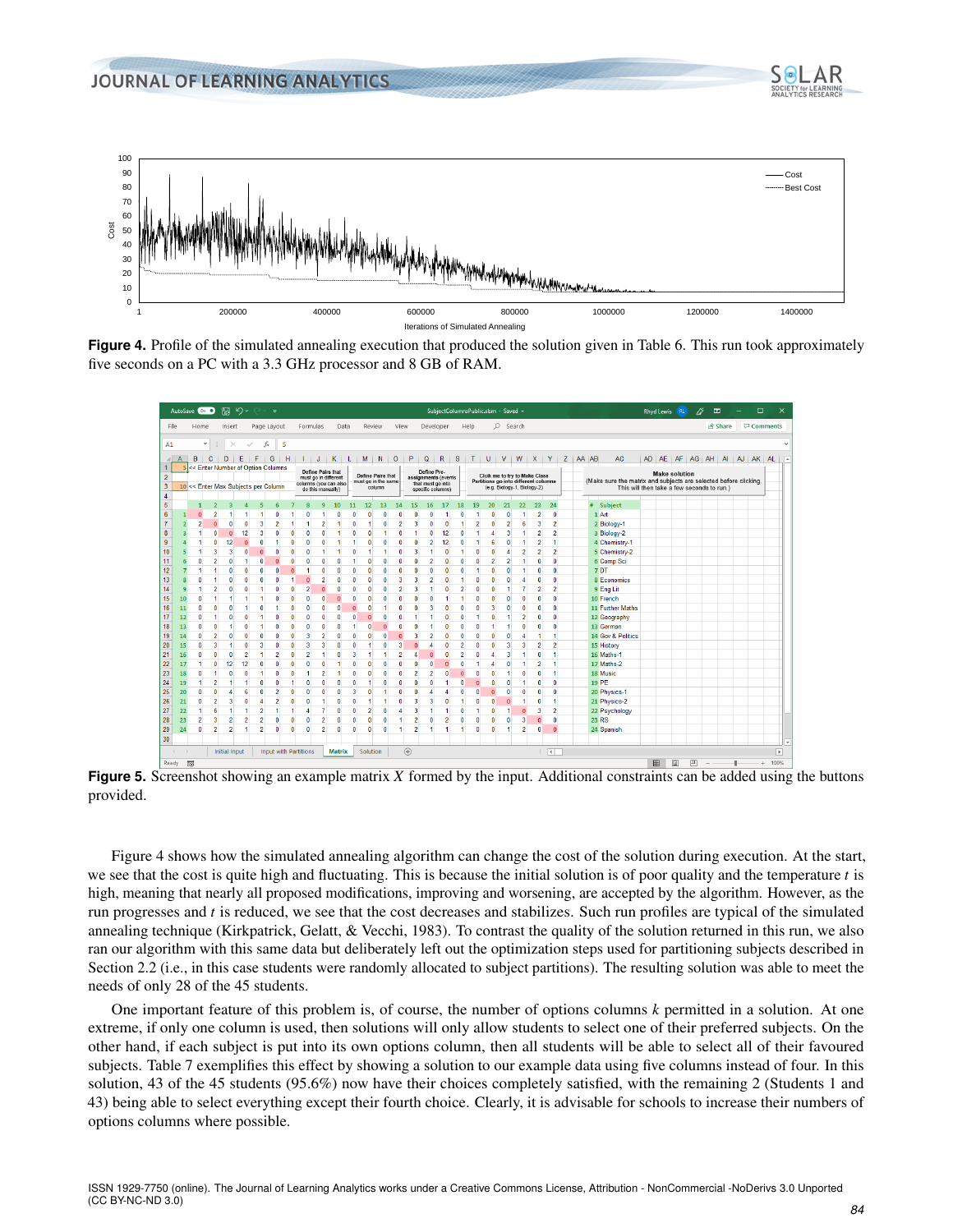**Figure 4.** Profile of the simulated annealing execution that produced the solution given in Table 6. This run took approximately five seconds on a PC with a 3.3 GHz processor and 8 GB of RAM.

**Figure 5.** Screenshot showing an example matrix $X$ formed by the input. Additional constraints can be added using the buttons provided.

Figure 4 shows how the simulated annealing algorithm can change the cost of the solution during execution. At the start, we see that the cost is quite high and fluctuating. This is because the initial solution is of poor quality and the temperature $t$ is high, meaning that nearly all proposed modifications, improving and worsening, are accepted by the algorithm. However, as the run progresses and $t$ is reduced, we see that the cost decreases and stabilizes. Such run profiles are typical of the simulated annealing technique (Kirkpatrick, Gelatt, & Vecchi, 1983). To contrast the quality of the solution returned in this run, we also ran our algorithm with this same data but deliberately left out the optimization steps used for partitioning subjects described in Section 2.2 (i.e., in this case students were randomly allocated to subject partitions). The resulting solution was able to meet the needs of only 28 of the 45 students.

One important feature of this problem is, of course, the number of options columns $k$ permitted in a solution. At one extreme, if only one column is used, then solutions will only allow students to select one of their preferred subjects. On the other hand, if each subject is put into its own options column, then all students will be able to select all of their favoured subjects. Table 7 exemplifies this effect by showing a solution to our example data using five columns instead of four. In this solution, 43 of the 45 students (95.6%) now have their choices completely satisfied, with the remaining 2 (Students 1 and 43) being able to select everything except their fourth choice. Clearly, it is advisable for schools to increase their numbers of options columns where possible.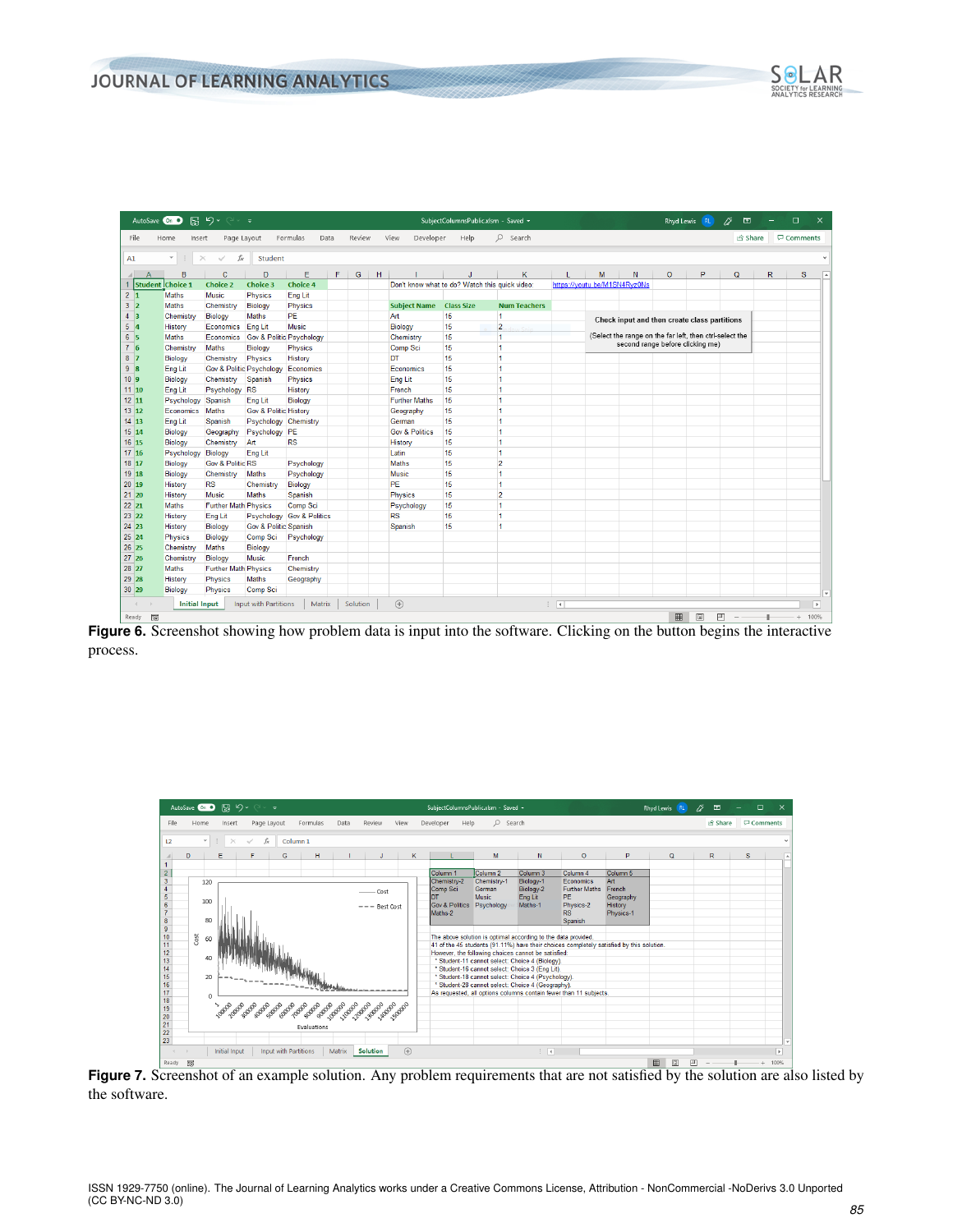Figure 6. Screenshot showing how problem data is input into the software. Clicking on the button begins the interactive process.

Figure 7. Screenshot of an example solution. Any problem requirements that are not satisfied by the solution are also listed by the software.

ISSN 1929-7750 (online). The Journal of Learning Analytics works under a Creative Commons License, Attribution - NonCommercial -NoDerivs 3.0 Unported (CC BY-NC-ND 3.0)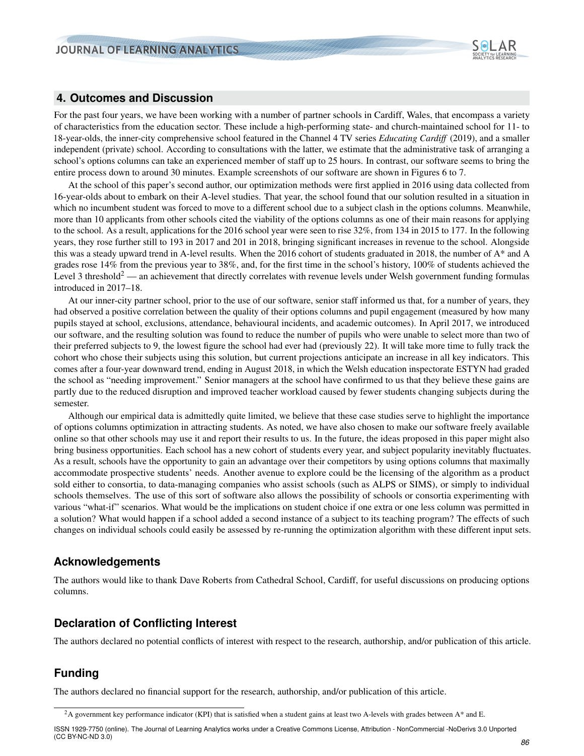## 4. Outcomes and Discussion

For the past four years, we have been working with a number of partner schools in Cardiff, Wales, that encompass a variety of characteristics from the education sector. These include a high-performing state- and church-maintained school for 11- to 18-year-olds, the inner-city comprehensive school featured in the Channel 4 TV series *Educating Cardiff* (2019), and a smaller independent (private) school. According to consultations with the latter, we estimate that the administrative task of arranging a school's options columns can take an experienced member of staff up to 25 hours. In contrast, our software seems to bring the entire process down to around 30 minutes. Example screenshots of our software are shown in Figures 6 to 7.

At the school of this paper's second author, our optimization methods were first applied in 2016 using data collected from 16-year-olds about to embark on their A-level studies. That year, the school found that our solution resulted in a situation in which no incumbent student was forced to move to a different school due to a subject clash in the options columns. Meanwhile, more than 10 applicants from other schools cited the viability of the options columns as one of their main reasons for applying to the school. As a result, applications for the 2016 school year were seen to rise 32%, from 134 in 2015 to 177. In the following years, they rose further still to 193 in 2017 and 201 in 2018, bringing significant increases in revenue to the school. Alongside this was a steady upward trend in A-level results. When the 2016 cohort of students graduated in 2018, the number of A* and A grades rose 14% from the previous year to 38%, and, for the first time in the school's history, 100% of students achieved the Level 3 threshold[2] — an achievement that directly correlates with revenue levels under Welsh government funding formulas introduced in 2017–18.

At our inner-city partner school, prior to the use of our software, senior staff informed us that, for a number of years, they had observed a positive correlation between the quality of their options columns and pupil engagement (measured by how many pupils stayed at school, exclusions, attendance, behavioural incidents, and academic outcomes). In April 2017, we introduced our software, and the resulting solution was found to reduce the number of pupils who were unable to select more than two of their preferred subjects to 9, the lowest figure the school had ever had (previously 22). It will take more time to fully track the cohort who chose their subjects using this solution, but current projections anticipate an increase in all key indicators. This comes after a four-year downward trend, ending in August 2018, in which the Welsh education inspectorate ESTYN had graded the school as "needing improvement." Senior managers at the school have confirmed to us that they believe these gains are partly due to the reduced disruption and improved teacher workload caused by fewer students changing subjects during the semester.

Although our empirical data is admittedly quite limited, we believe that these case studies serve to highlight the importance of options columns optimization in attracting students. As noted, we have also chosen to make our software freely available online so that other schools may use it and report their results to us. In the future, the ideas proposed in this paper might also bring business opportunities. Each school has a new cohort of students every year, and subject popularity inevitably fluctuates. As a result, schools have the opportunity to gain an advantage over their competitors by using options columns that maximally accommodate prospective students' needs. Another avenue to explore could be the licensing of the algorithm as a product sold either to consortia, to data-managing companies who assist schools (such as ALPS or SIMS), or simply to individual schools themselves. The use of this sort of software also allows the possibility of schools or consortia experimenting with various "what-if" scenarios. What would be the implications on student choice if one extra or one less column was permitted in a solution? What would happen if a school added a second instance of a subject to its teaching program? The effects of such changes on individual schools could easily be assessed by re-running the optimization algorithm with these different input sets.

## Acknowledgements

The authors would like to thank Dave Roberts from Cathedral School, Cardiff, for useful discussions on producing options columns.

## Declaration of Conflicting Interest

The authors declared no potential conflicts of interest with respect to the research, authorship, and/or publication of this article.

## Funding

The authors declared no financial support for the research, authorship, and/or publication of this article.

---

[2] A government key performance indicator (KPI) that is satisfied when a student gains at least two A-levels with grades between A* and E.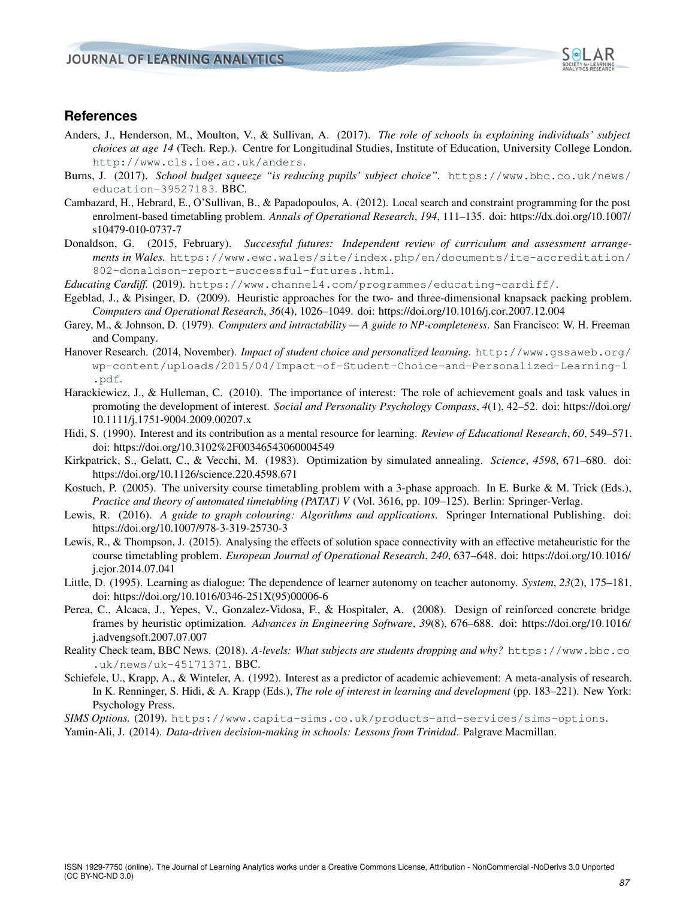## References

Anders, J., Henderson, M., Moulton, V., & Sullivan, A. (2017). *The role of schools in explaining individuals' subject choices at age 14* (Tech. Rep.). Centre for Longitudinal Studies, Institute of Education, University College London. http://www.cls.ioe.ac.uk/anders.

Burns, J. (2017). *School budget squeeze "is reducing pupils' subject choice".* https://www.bbc.co.uk/news/education-39527183. BBC.

Cambazard, H., Hebrard, E., O'Sullivan, B., & Papadopoulos, A. (2012). Local search and constraint programming for the post enrolment-based timetabling problem. *Annals of Operational Research*, *194*, 111–135. doi: https://dx.doi.org/10.1007/s10479-010-0737-7

Donaldson, G. (2015, February). *Successful futures: Independent review of curriculum and assessment arrangements in Wales.* https://www.ewc.wales/site/index.php/en/documents/ite-accreditation/802-donaldson-report-successful-futures.html.

*Educating Cardiff.* (2019). https://www.channel4.com/programmes/educating-cardiff/.

Egeblad, J., & Pisinger, D. (2009). Heuristic approaches for the two- and three-dimensional knapsack packing problem. *Computers and Operational Research*, *36*(4), 1026–1049. doi: https://doi.org/10.1016/j.cor.2007.12.004

Garey, M., & Johnson, D. (1979). *Computers and intractability — A guide to NP-completeness*. San Francisco: W. H. Freeman and Company.

Hanover Research. (2014, November). *Impact of student choice and personalized learning.* http://www.gssaweb.org/wp-content/uploads/2015/04/Impact-of-Student-Choice-and-Personalized-Learning-1.pdf.

Harackiewicz, J., & Hulleman, C. (2010). The importance of interest: The role of achievement goals and task values in promoting the development of interest. *Social and Personality Psychology Compass*, *4*(1), 42–52. doi: https://doi.org/10.1111/j.1751-9004.2009.00207.x

Hidi, S. (1990). Interest and its contribution as a mental resource for learning. *Review of Educational Research*, *60*, 549–571. doi: https://doi.org/10.3102%2F00346543060004549

Kirkpatrick, S., Gelatt, C., & Vecchi, M. (1983). Optimization by simulated annealing. *Science*, *4598*, 671–680. doi: https://doi.org/10.1126/science.220.4598.671

Kostuch, P. (2005). The university course timetabling problem with a 3-phase approach. In E. Burke & M. Trick (Eds.), *Practice and theory of automated timetabling (PATAT) V* (Vol. 3616, pp. 109–125). Berlin: Springer-Verlag.

Lewis, R. (2016). *A guide to graph colouring: Algorithms and applications*. Springer International Publishing. doi: https://doi.org/10.1007/978-3-319-25730-3

Lewis, R., & Thompson, J. (2015). Analysing the effects of solution space connectivity with an effective metaheuristic for the course timetabling problem. *European Journal of Operational Research*, *240*, 637–648. doi: https://doi.org/10.1016/j.ejor.2014.07.041

Little, D. (1995). Learning as dialogue: The dependence of learner autonomy on teacher autonomy. *System*, *23*(2), 175–181. doi: https://doi.org/10.1016/0346-251X(95)00006-6

Perea, C., Alcaca, J., Yepes, V., Gonzalez-Vidosa, F., & Hospitaler, A. (2008). Design of reinforced concrete bridge frames by heuristic optimization. *Advances in Engineering Software*, *39*(8), 676–688. doi: https://doi.org/10.1016/j.advengsoft.2007.07.007

Reality Check team, BBC News. (2018). *A-levels: What subjects are students dropping and why?* https://www.bbc.co.uk/news/uk-45171371. BBC.

Schiefele, U., Krapp, A., & Winteler, A. (1992). Interest as a predictor of academic achievement: A meta-analysis of research. In K. Renninger, S. Hidi, & A. Krapp (Eds.), *The role of interest in learning and development* (pp. 183–221). New York: Psychology Press.

*SIMS Options.* (2019). https://www.capita-sims.co.uk/products-and-services/sims-options.

Yamin-Ali, J. (2014). *Data-driven decision-making in schools: Lessons from Trinidad*. Palgrave Macmillan.